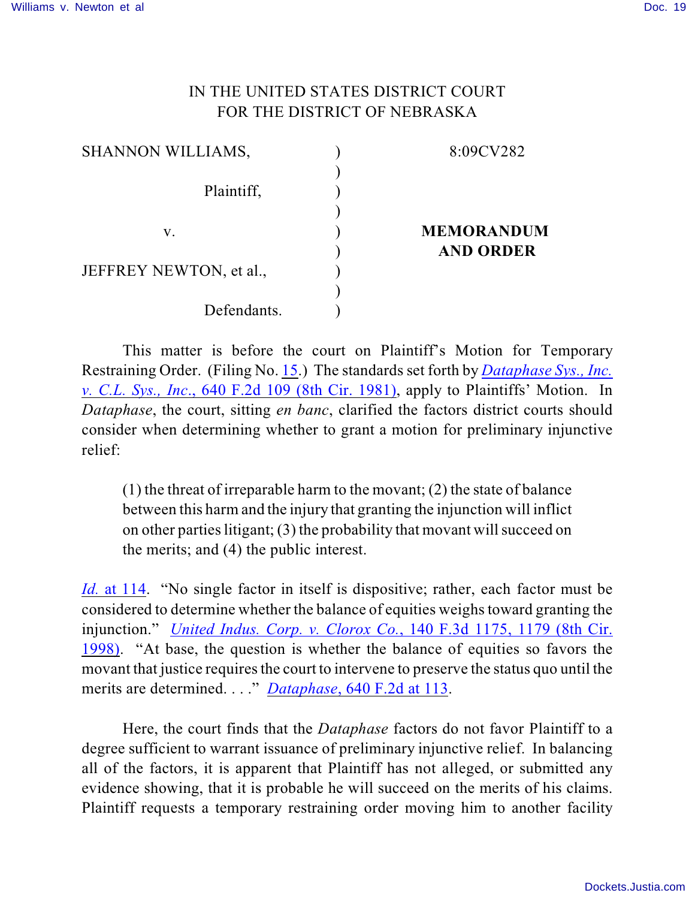IN THE UNITED STATES DISTRICT COURT
FOR THE DISTRICT OF NEBRASKA

| | | |
|---|---|---|
| SHANNON WILLIAMS, | ) | 8:09CV282 |
| Plaintiff, | ) | |
| v. | ) | **MEMORANDUM AND ORDER** |
| JEFFREY NEWTON, et al., | ) | |
| Defendants. | ) | |

This matter is before the court on Plaintiff's Motion for Temporary Restraining Order. (Filing No. 15.) The standards set forth by *Dataphase Sys., Inc. v. C.L. Sys., Inc.*, 640 F.2d 109 (8th Cir. 1981), apply to Plaintiffs' Motion. In *Dataphase*, the court, sitting *en banc*, clarified the factors district courts should consider when determining whether to grant a motion for preliminary injunctive relief:

> (1) the threat of irreparable harm to the movant; (2) the state of balance between this harm and the injury that granting the injunction will inflict on other parties litigant; (3) the probability that movant will succeed on the merits; and (4) the public interest.

*Id.* at 114. "No single factor in itself is dispositive; rather, each factor must be considered to determine whether the balance of equities weighs toward granting the injunction." *United Indus. Corp. v. Clorox Co.*, 140 F.3d 1175, 1179 (8th Cir. 1998). "At base, the question is whether the balance of equities so favors the movant that justice requires the court to intervene to preserve the status quo until the merits are determined. . . ." *Dataphase*, 640 F.2d at 113.

Here, the court finds that the *Dataphase* factors do not favor Plaintiff to a degree sufficient to warrant issuance of preliminary injunctive relief. In balancing all of the factors, it is apparent that Plaintiff has not alleged, or submitted any evidence showing, that it is probable he will succeed on the merits of his claims. Plaintiff requests a temporary restraining order moving him to another facility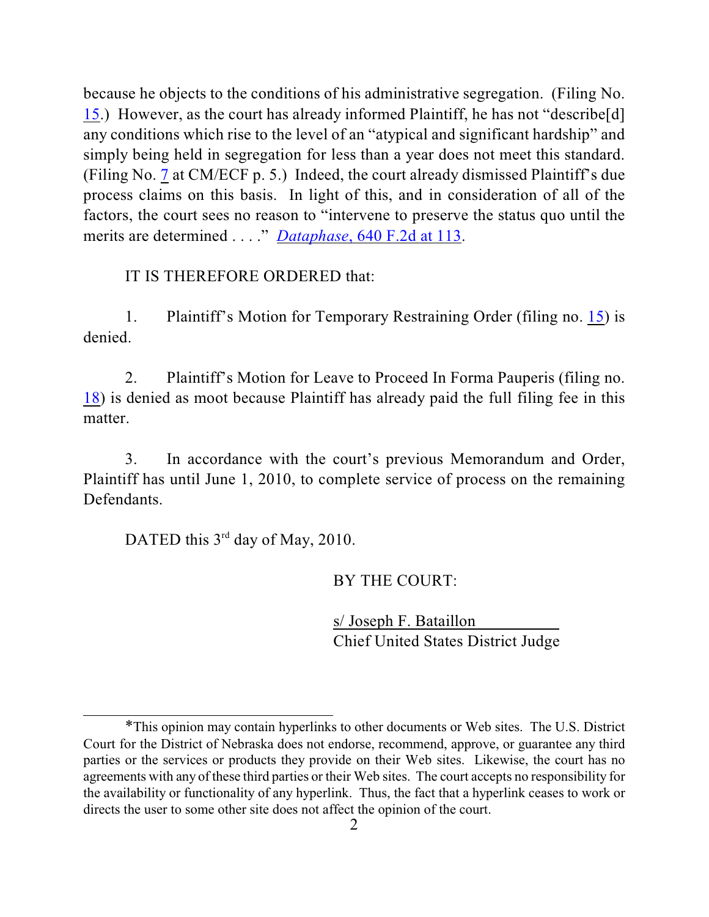because he objects to the conditions of his administrative segregation. (Filing No. 15.) However, as the court has already informed Plaintiff, he has not "describe[d] any conditions which rise to the level of an "atypical and significant hardship" and simply being held in segregation for less than a year does not meet this standard. (Filing No. 7 at CM/ECF p. 5.) Indeed, the court already dismissed Plaintiff's due process claims on this basis. In light of this, and in consideration of all of the factors, the court sees no reason to "intervene to preserve the status quo until the merits are determined . . . ." *Dataphase*, 640 F.2d at 113.

IT IS THEREFORE ORDERED that:

1. Plaintiff's Motion for Temporary Restraining Order (filing no. 15) is denied.

2. Plaintiff's Motion for Leave to Proceed In Forma Pauperis (filing no. 18) is denied as moot because Plaintiff has already paid the full filing fee in this matter.

3. In accordance with the court's previous Memorandum and Order, Plaintiff has until June 1, 2010, to complete service of process on the remaining Defendants.

DATED this 3rd day of May, 2010.

BY THE COURT:

s/ Joseph F. Bataillon
Chief United States District Judge

*This opinion may contain hyperlinks to other documents or Web sites. The U.S. District Court for the District of Nebraska does not endorse, recommend, approve, or guarantee any third parties or the services or products they provide on their Web sites. Likewise, the court has no agreements with any of these third parties or their Web sites. The court accepts no responsibility for the availability or functionality of any hyperlink. Thus, the fact that a hyperlink ceases to work or directs the user to some other site does not affect the opinion of the court.